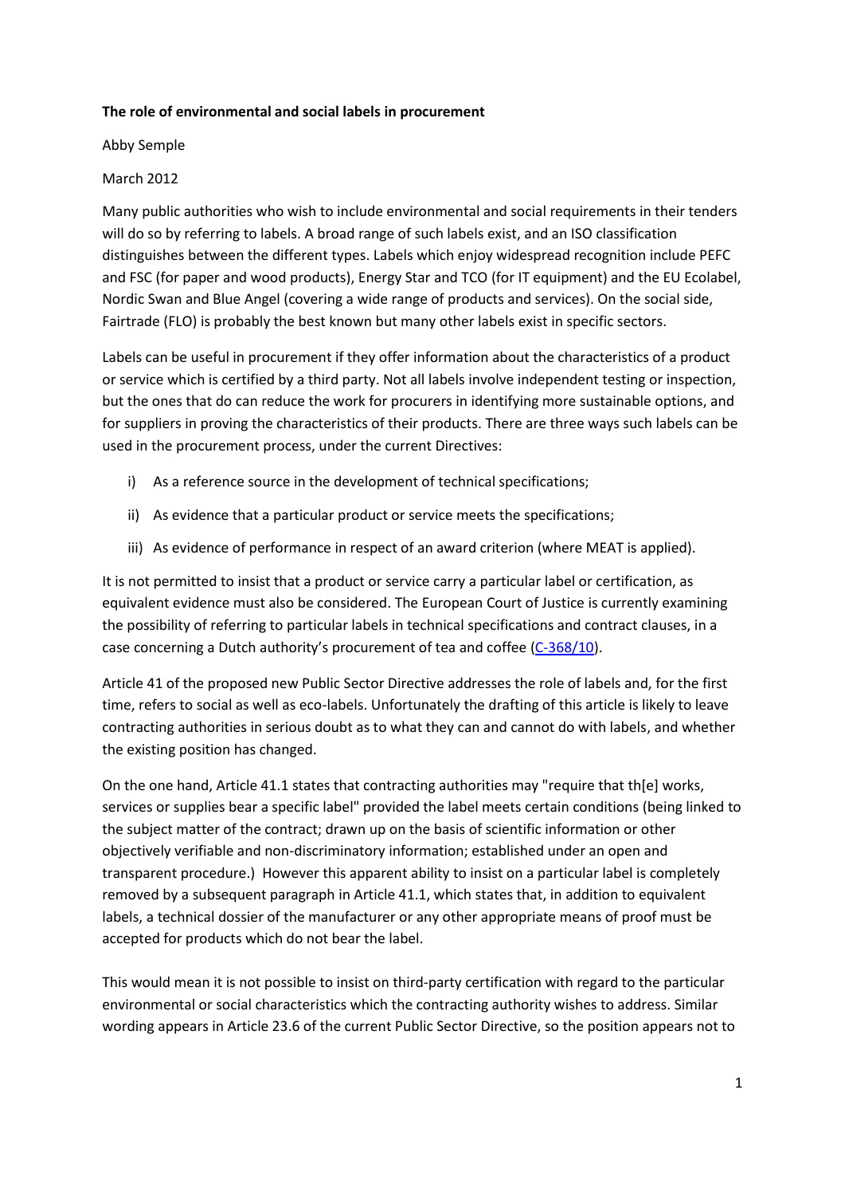**The role of environmental and social labels in procurement**

Abby Semple

March 2012

Many public authorities who wish to include environmental and social requirements in their tenders will do so by referring to labels. A broad range of such labels exist, and an ISO classification distinguishes between the different types. Labels which enjoy widespread recognition include PEFC and FSC (for paper and wood products), Energy Star and TCO (for IT equipment) and the EU Ecolabel, Nordic Swan and Blue Angel (covering a wide range of products and services). On the social side, Fairtrade (FLO) is probably the best known but many other labels exist in specific sectors.

Labels can be useful in procurement if they offer information about the characteristics of a product or service which is certified by a third party. Not all labels involve independent testing or inspection, but the ones that do can reduce the work for procurers in identifying more sustainable options, and for suppliers in proving the characteristics of their products. There are three ways such labels can be used in the procurement process, under the current Directives:

i) As a reference source in the development of technical specifications;

ii) As evidence that a particular product or service meets the specifications;

iii) As evidence of performance in respect of an award criterion (where MEAT is applied).

It is not permitted to insist that a product or service carry a particular label or certification, as equivalent evidence must also be considered. The European Court of Justice is currently examining the possibility of referring to particular labels in technical specifications and contract clauses, in a case concerning a Dutch authority's procurement of tea and coffee (C-368/10).

Article 41 of the proposed new Public Sector Directive addresses the role of labels and, for the first time, refers to social as well as eco-labels. Unfortunately the drafting of this article is likely to leave contracting authorities in serious doubt as to what they can and cannot do with labels, and whether the existing position has changed.

On the one hand, Article 41.1 states that contracting authorities may "require that th[e] works, services or supplies bear a specific label" provided the label meets certain conditions (being linked to the subject matter of the contract; drawn up on the basis of scientific information or other objectively verifiable and non-discriminatory information; established under an open and transparent procedure.) However this apparent ability to insist on a particular label is completely removed by a subsequent paragraph in Article 41.1, which states that, in addition to equivalent labels, a technical dossier of the manufacturer or any other appropriate means of proof must be accepted for products which do not bear the label.

This would mean it is not possible to insist on third-party certification with regard to the particular environmental or social characteristics which the contracting authority wishes to address. Similar wording appears in Article 23.6 of the current Public Sector Directive, so the position appears not to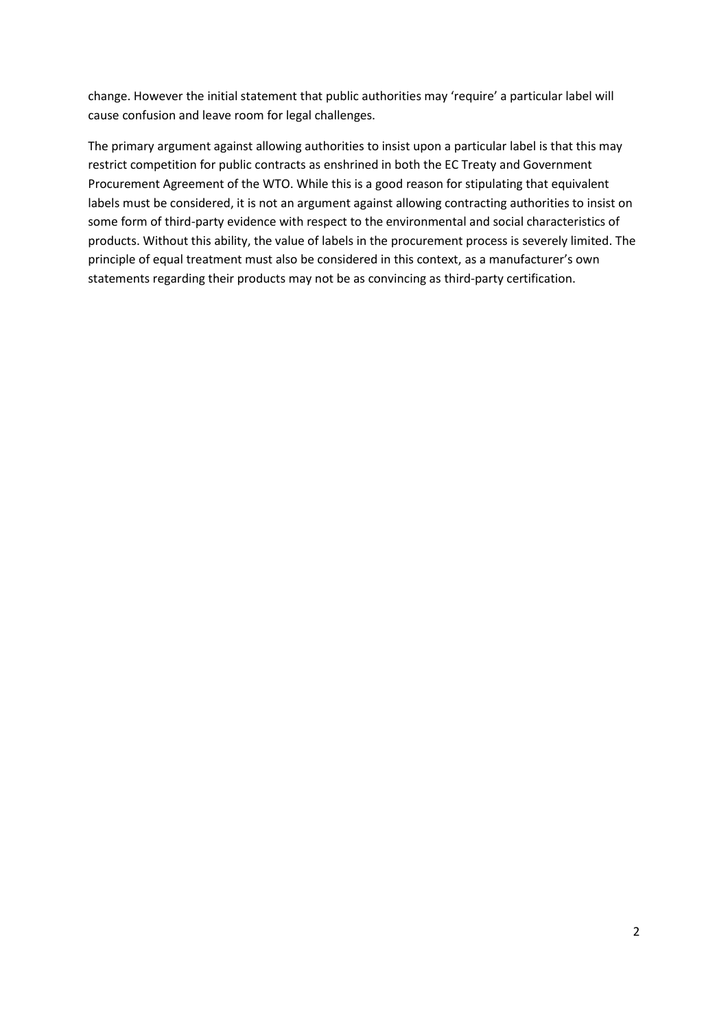change. However the initial statement that public authorities may 'require' a particular label will cause confusion and leave room for legal challenges.

The primary argument against allowing authorities to insist upon a particular label is that this may restrict competition for public contracts as enshrined in both the EC Treaty and Government Procurement Agreement of the WTO. While this is a good reason for stipulating that equivalent labels must be considered, it is not an argument against allowing contracting authorities to insist on some form of third-party evidence with respect to the environmental and social characteristics of products. Without this ability, the value of labels in the procurement process is severely limited. The principle of equal treatment must also be considered in this context, as a manufacturer's own statements regarding their products may not be as convincing as third-party certification.